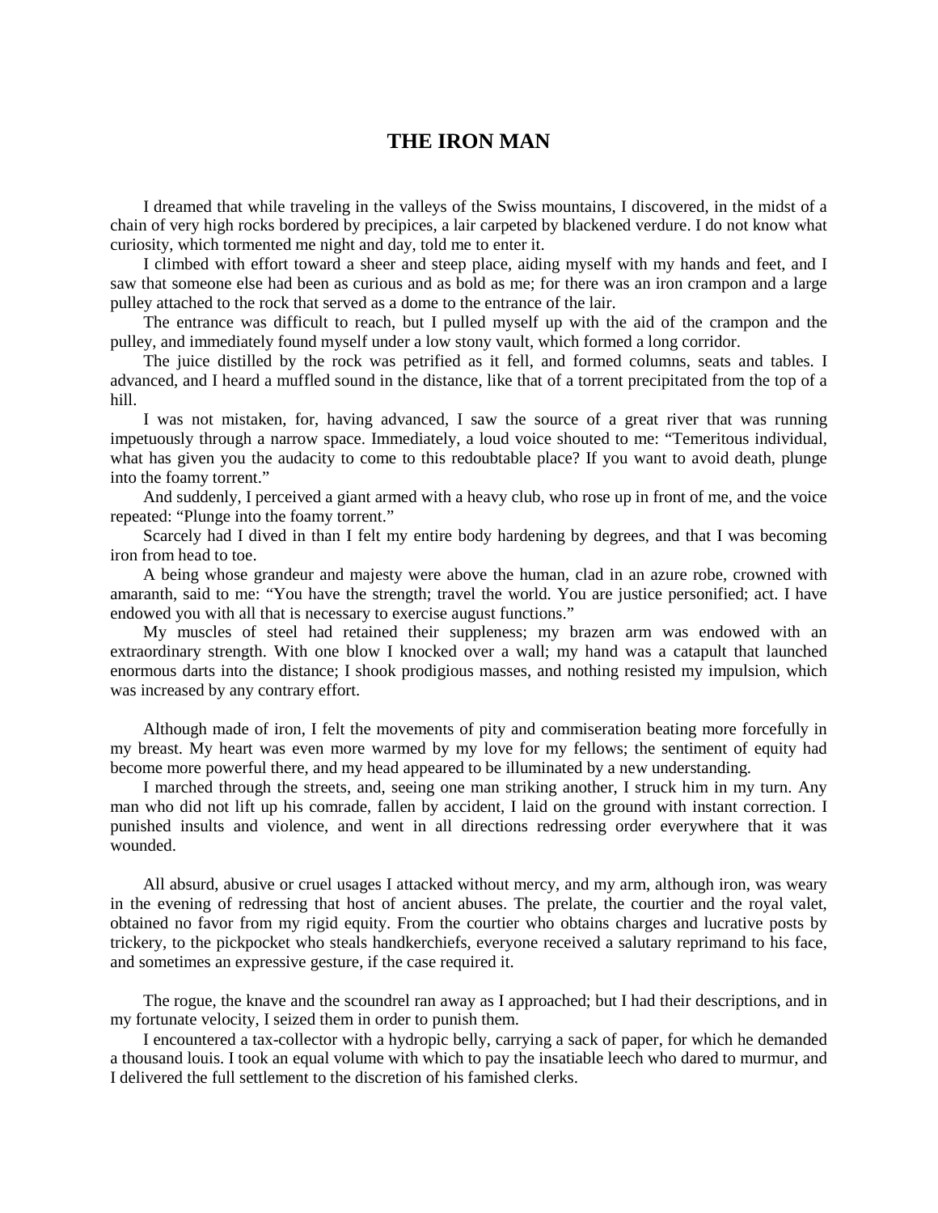# THE IRON MAN

I dreamed that while traveling in the valleys of the Swiss mountains, I discovered, in the midst of a chain of very high rocks bordered by precipices, a lair carpeted by blackened verdure. I do not know what curiosity, which tormented me night and day, told me to enter it.

I climbed with effort toward a sheer and steep place, aiding myself with my hands and feet, and I saw that someone else had been as curious and as bold as me; for there was an iron crampon and a large pulley attached to the rock that served as a dome to the entrance of the lair.

The entrance was difficult to reach, but I pulled myself up with the aid of the crampon and the pulley, and immediately found myself under a low stony vault, which formed a long corridor.

The juice distilled by the rock was petrified as it fell, and formed columns, seats and tables. I advanced, and I heard a muffled sound in the distance, like that of a torrent precipitated from the top of a hill.

I was not mistaken, for, having advanced, I saw the source of a great river that was running impetuously through a narrow space. Immediately, a loud voice shouted to me: "Temeritous individual, what has given you the audacity to come to this redoubtable place? If you want to avoid death, plunge into the foamy torrent."

And suddenly, I perceived a giant armed with a heavy club, who rose up in front of me, and the voice repeated: "Plunge into the foamy torrent."

Scarcely had I dived in than I felt my entire body hardening by degrees, and that I was becoming iron from head to toe.

A being whose grandeur and majesty were above the human, clad in an azure robe, crowned with amaranth, said to me: "You have the strength; travel the world. You are justice personified; act. I have endowed you with all that is necessary to exercise august functions."

My muscles of steel had retained their suppleness; my brazen arm was endowed with an extraordinary strength. With one blow I knocked over a wall; my hand was a catapult that launched enormous darts into the distance; I shook prodigious masses, and nothing resisted my impulsion, which was increased by any contrary effort.

Although made of iron, I felt the movements of pity and commiseration beating more forcefully in my breast. My heart was even more warmed by my love for my fellows; the sentiment of equity had become more powerful there, and my head appeared to be illuminated by a new understanding.

I marched through the streets, and, seeing one man striking another, I struck him in my turn. Any man who did not lift up his comrade, fallen by accident, I laid on the ground with instant correction. I punished insults and violence, and went in all directions redressing order everywhere that it was wounded.

All absurd, abusive or cruel usages I attacked without mercy, and my arm, although iron, was weary in the evening of redressing that host of ancient abuses. The prelate, the courtier and the royal valet, obtained no favor from my rigid equity. From the courtier who obtains charges and lucrative posts by trickery, to the pickpocket who steals handkerchiefs, everyone received a salutary reprimand to his face, and sometimes an expressive gesture, if the case required it.

The rogue, the knave and the scoundrel ran away as I approached; but I had their descriptions, and in my fortunate velocity, I seized them in order to punish them.

I encountered a tax-collector with a hydropic belly, carrying a sack of paper, for which he demanded a thousand louis. I took an equal volume with which to pay the insatiable leech who dared to murmur, and I delivered the full settlement to the discretion of his famished clerks.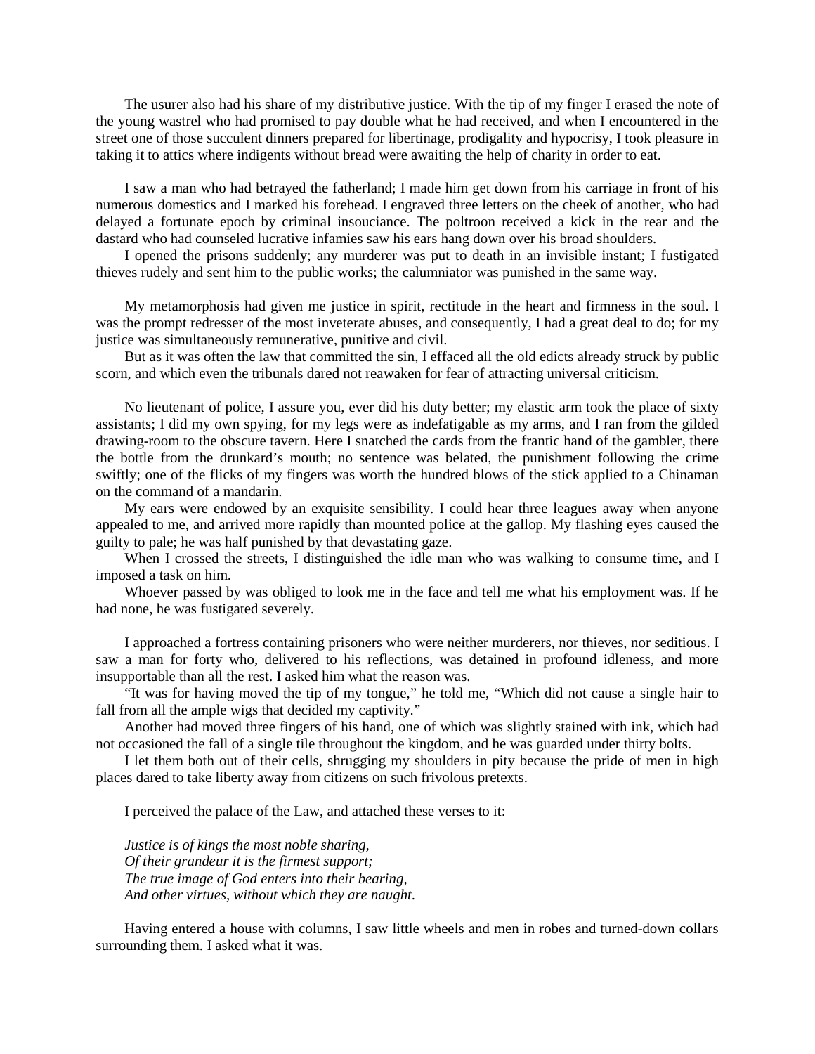The usurer also had his share of my distributive justice. With the tip of my finger I erased the note of the young wastrel who had promised to pay double what he had received, and when I encountered in the street one of those succulent dinners prepared for libertinage, prodigality and hypocrisy, I took pleasure in taking it to attics where indigents without bread were awaiting the help of charity in order to eat.

I saw a man who had betrayed the fatherland; I made him get down from his carriage in front of his numerous domestics and I marked his forehead. I engraved three letters on the cheek of another, who had delayed a fortunate epoch by criminal insouciance. The poltroon received a kick in the rear and the dastard who had counseled lucrative infamies saw his ears hang down over his broad shoulders.

I opened the prisons suddenly; any murderer was put to death in an invisible instant; I fustigated thieves rudely and sent him to the public works; the calumniator was punished in the same way.

My metamorphosis had given me justice in spirit, rectitude in the heart and firmness in the soul. I was the prompt redresser of the most inveterate abuses, and consequently, I had a great deal to do; for my justice was simultaneously remunerative, punitive and civil.

But as it was often the law that committed the sin, I effaced all the old edicts already struck by public scorn, and which even the tribunals dared not reawaken for fear of attracting universal criticism.

No lieutenant of police, I assure you, ever did his duty better; my elastic arm took the place of sixty assistants; I did my own spying, for my legs were as indefatigable as my arms, and I ran from the gilded drawing-room to the obscure tavern. Here I snatched the cards from the frantic hand of the gambler, there the bottle from the drunkard's mouth; no sentence was belated, the punishment following the crime swiftly; one of the flicks of my fingers was worth the hundred blows of the stick applied to a Chinaman on the command of a mandarin.

My ears were endowed by an exquisite sensibility. I could hear three leagues away when anyone appealed to me, and arrived more rapidly than mounted police at the gallop. My flashing eyes caused the guilty to pale; he was half punished by that devastating gaze.

When I crossed the streets, I distinguished the idle man who was walking to consume time, and I imposed a task on him.

Whoever passed by was obliged to look me in the face and tell me what his employment was. If he had none, he was fustigated severely.

I approached a fortress containing prisoners who were neither murderers, nor thieves, nor seditious. I saw a man for forty who, delivered to his reflections, was detained in profound idleness, and more insupportable than all the rest. I asked him what the reason was.

"It was for having moved the tip of my tongue," he told me, "Which did not cause a single hair to fall from all the ample wigs that decided my captivity."

Another had moved three fingers of his hand, one of which was slightly stained with ink, which had not occasioned the fall of a single tile throughout the kingdom, and he was guarded under thirty bolts.

I let them both out of their cells, shrugging my shoulders in pity because the pride of men in high places dared to take liberty away from citizens on such frivolous pretexts.

I perceived the palace of the Law, and attached these verses to it:

*Justice is of kings the most noble sharing,*
*Of their grandeur it is the firmest support;*
*The true image of God enters into their bearing,*
*And other virtues, without which they are naught.*

Having entered a house with columns, I saw little wheels and men in robes and turned-down collars surrounding them. I asked what it was.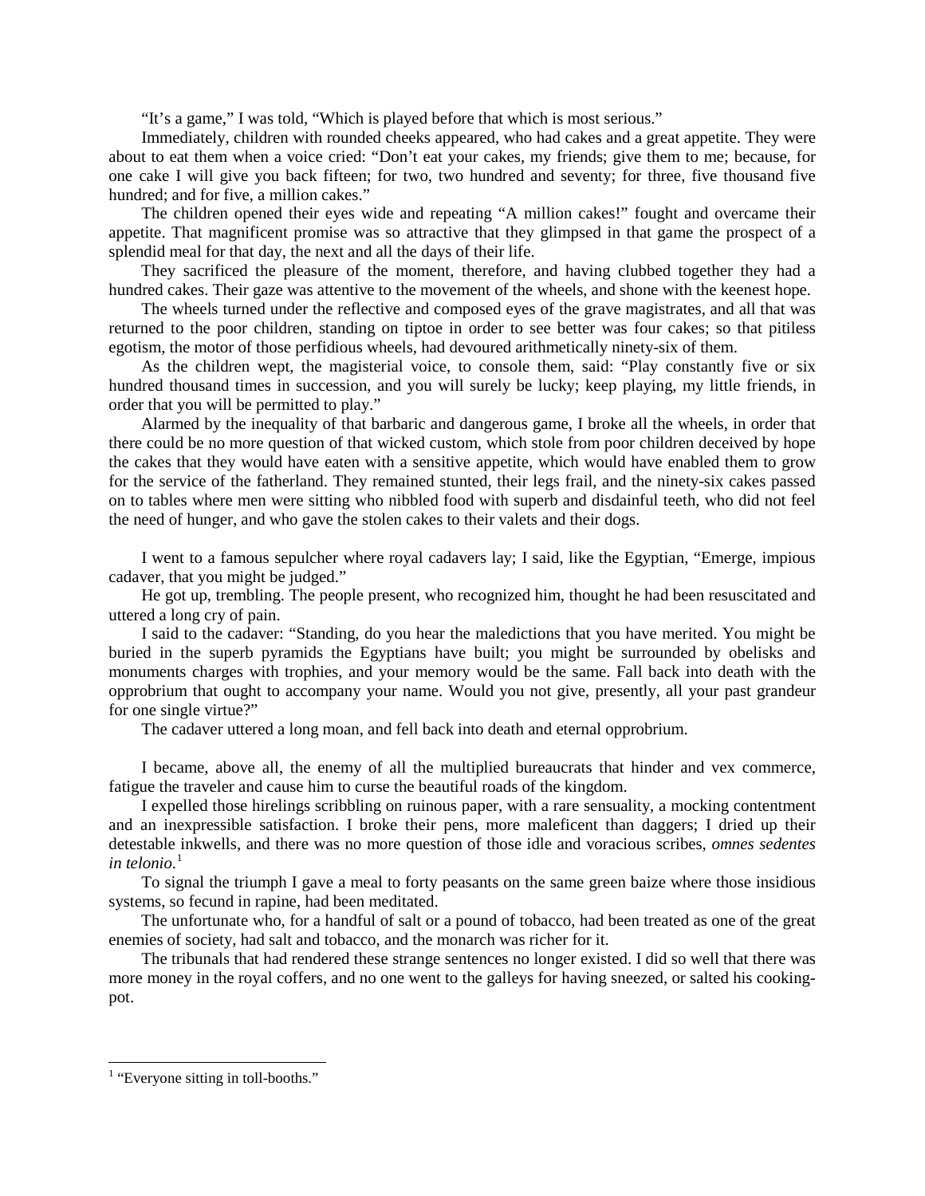"It's a game," I was told, "Which is played before that which is most serious."

Immediately, children with rounded cheeks appeared, who had cakes and a great appetite. They were about to eat them when a voice cried: "Don't eat your cakes, my friends; give them to me; because, for one cake I will give you back fifteen; for two, two hundred and seventy; for three, five thousand five hundred; and for five, a million cakes."

The children opened their eyes wide and repeating "A million cakes!" fought and overcame their appetite. That magnificent promise was so attractive that they glimpsed in that game the prospect of a splendid meal for that day, the next and all the days of their life.

They sacrificed the pleasure of the moment, therefore, and having clubbed together they had a hundred cakes. Their gaze was attentive to the movement of the wheels, and shone with the keenest hope.

The wheels turned under the reflective and composed eyes of the grave magistrates, and all that was returned to the poor children, standing on tiptoe in order to see better was four cakes; so that pitiless egotism, the motor of those perfidious wheels, had devoured arithmetically ninety-six of them.

As the children wept, the magisterial voice, to console them, said: "Play constantly five or six hundred thousand times in succession, and you will surely be lucky; keep playing, my little friends, in order that you will be permitted to play."

Alarmed by the inequality of that barbaric and dangerous game, I broke all the wheels, in order that there could be no more question of that wicked custom, which stole from poor children deceived by hope the cakes that they would have eaten with a sensitive appetite, which would have enabled them to grow for the service of the fatherland. They remained stunted, their legs frail, and the ninety-six cakes passed on to tables where men were sitting who nibbled food with superb and disdainful teeth, who did not feel the need of hunger, and who gave the stolen cakes to their valets and their dogs.

I went to a famous sepulcher where royal cadavers lay; I said, like the Egyptian, "Emerge, impious cadaver, that you might be judged."

He got up, trembling. The people present, who recognized him, thought he had been resuscitated and uttered a long cry of pain.

I said to the cadaver: "Standing, do you hear the maledictions that you have merited. You might be buried in the superb pyramids the Egyptians have built; you might be surrounded by obelisks and monuments charges with trophies, and your memory would be the same. Fall back into death with the opprobrium that ought to accompany your name. Would you not give, presently, all your past grandeur for one single virtue?"

The cadaver uttered a long moan, and fell back into death and eternal opprobrium.

I became, above all, the enemy of all the multiplied bureaucrats that hinder and vex commerce, fatigue the traveler and cause him to curse the beautiful roads of the kingdom.

I expelled those hirelings scribbling on ruinous paper, with a rare sensuality, a mocking contentment and an inexpressible satisfaction. I broke their pens, more maleficent than daggers; I dried up their detestable inkwells, and there was no more question of those idle and voracious scribes, *omnes sedentes in telonio*.[1]

To signal the triumph I gave a meal to forty peasants on the same green baize where those insidious systems, so fecund in rapine, had been meditated.

The unfortunate who, for a handful of salt or a pound of tobacco, had been treated as one of the great enemies of society, had salt and tobacco, and the monarch was richer for it.

The tribunals that had rendered these strange sentences no longer existed. I did so well that there was more money in the royal coffers, and no one went to the galleys for having sneezed, or salted his cooking-pot.

[1] "Everyone sitting in toll-booths."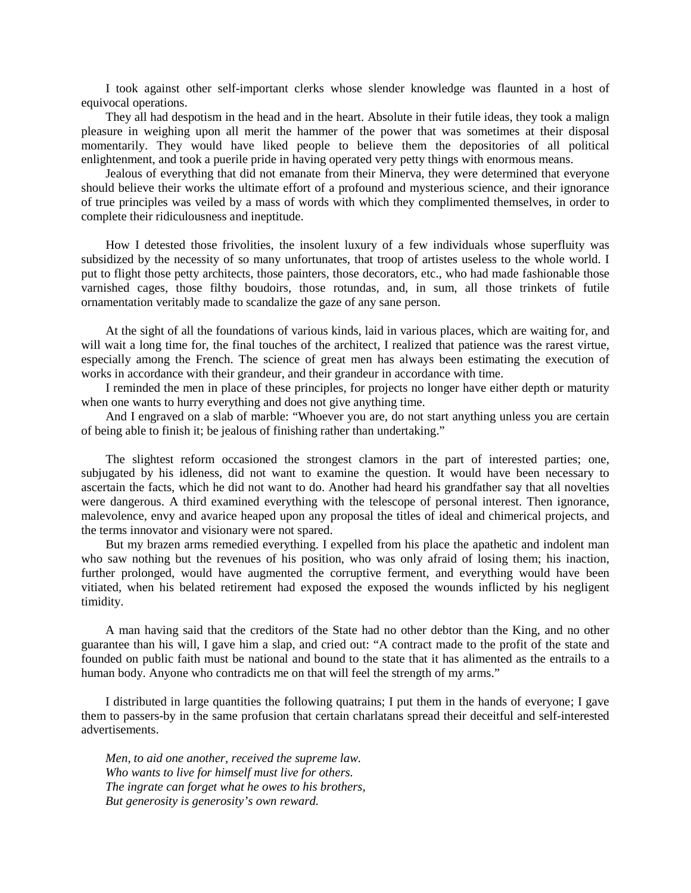I took against other self-important clerks whose slender knowledge was flaunted in a host of equivocal operations.

They all had despotism in the head and in the heart. Absolute in their futile ideas, they took a malign pleasure in weighing upon all merit the hammer of the power that was sometimes at their disposal momentarily. They would have liked people to believe them the depositories of all political enlightenment, and took a puerile pride in having operated very petty things with enormous means.

Jealous of everything that did not emanate from their Minerva, they were determined that everyone should believe their works the ultimate effort of a profound and mysterious science, and their ignorance of true principles was veiled by a mass of words with which they complimented themselves, in order to complete their ridiculousness and ineptitude.

How I detested those frivolities, the insolent luxury of a few individuals whose superfluity was subsidized by the necessity of so many unfortunates, that troop of artistes useless to the whole world. I put to flight those petty architects, those painters, those decorators, etc., who had made fashionable those varnished cages, those filthy boudoirs, those rotundas, and, in sum, all those trinkets of futile ornamentation veritably made to scandalize the gaze of any sane person.

At the sight of all the foundations of various kinds, laid in various places, which are waiting for, and will wait a long time for, the final touches of the architect, I realized that patience was the rarest virtue, especially among the French. The science of great men has always been estimating the execution of works in accordance with their grandeur, and their grandeur in accordance with time.

I reminded the men in place of these principles, for projects no longer have either depth or maturity when one wants to hurry everything and does not give anything time.

And I engraved on a slab of marble: "Whoever you are, do not start anything unless you are certain of being able to finish it; be jealous of finishing rather than undertaking."

The slightest reform occasioned the strongest clamors in the part of interested parties; one, subjugated by his idleness, did not want to examine the question. It would have been necessary to ascertain the facts, which he did not want to do. Another had heard his grandfather say that all novelties were dangerous. A third examined everything with the telescope of personal interest. Then ignorance, malevolence, envy and avarice heaped upon any proposal the titles of ideal and chimerical projects, and the terms innovator and visionary were not spared.

But my brazen arms remedied everything. I expelled from his place the apathetic and indolent man who saw nothing but the revenues of his position, who was only afraid of losing them; his inaction, further prolonged, would have augmented the corruptive ferment, and everything would have been vitiated, when his belated retirement had exposed the exposed the wounds inflicted by his negligent timidity.

A man having said that the creditors of the State had no other debtor than the King, and no other guarantee than his will, I gave him a slap, and cried out: "A contract made to the profit of the state and founded on public faith must be national and bound to the state that it has alimented as the entrails to a human body. Anyone who contradicts me on that will feel the strength of my arms."

I distributed in large quantities the following quatrains; I put them in the hands of everyone; I gave them to passers-by in the same profusion that certain charlatans spread their deceitful and self-interested advertisements.

*Men, to aid one another, received the supreme law.*
*Who wants to live for himself must live for others.*
*The ingrate can forget what he owes to his brothers,*
*But generosity is generosity's own reward.*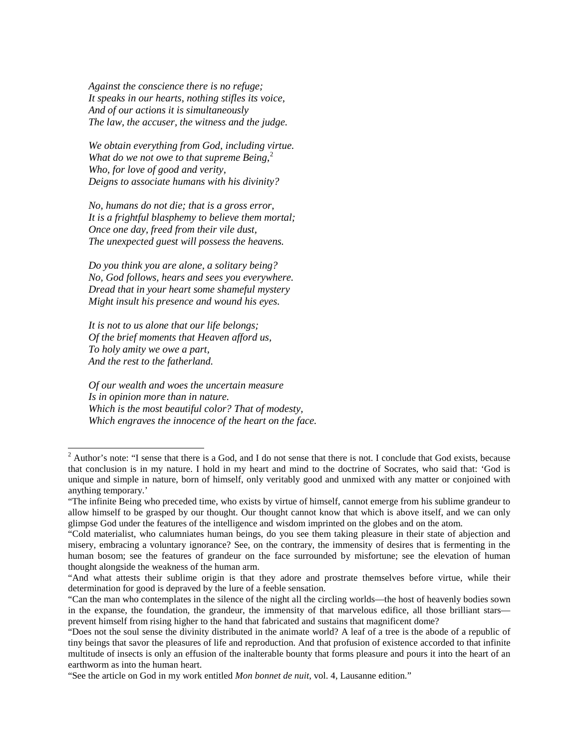*Against the conscience there is no refuge;*
*It speaks in our hearts, nothing stifles its voice,*
*And of our actions it is simultaneously*
*The law, the accuser, the witness and the judge.*

*We obtain everything from God, including virtue.*
*What do we not owe to that supreme Being,*[2]
*Who, for love of good and verity,*
*Deigns to associate humans with his divinity?*

*No, humans do not die; that is a gross error,*
*It is a frightful blasphemy to believe them mortal;*
*Once one day, freed from their vile dust,*
*The unexpected guest will possess the heavens.*

*Do you think you are alone, a solitary being?*
*No, God follows, hears and sees you everywhere.*
*Dread that in your heart some shameful mystery*
*Might insult his presence and wound his eyes.*

*It is not to us alone that our life belongs;*
*Of the brief moments that Heaven afford us,*
*To holy amity we owe a part,*
*And the rest to the fatherland.*

*Of our wealth and woes the uncertain measure*
*Is in opinion more than in nature.*
*Which is the most beautiful color? That of modesty,*
*Which engraves the innocence of the heart on the face.*

---

[2] Author's note: "I sense that there is a God, and I do not sense that there is not. I conclude that God exists, because that conclusion is in my nature. I hold in my heart and mind to the doctrine of Socrates, who said that: 'God is unique and simple in nature, born of himself, only veritably good and unmixed with any matter or conjoined with anything temporary.'

"The infinite Being who preceded time, who exists by virtue of himself, cannot emerge from his sublime grandeur to allow himself to be grasped by our thought. Our thought cannot know that which is above itself, and we can only glimpse God under the features of the intelligence and wisdom imprinted on the globes and on the atom.

"Cold materialist, who calumniates human beings, do you see them taking pleasure in their state of abjection and misery, embracing a voluntary ignorance? See, on the contrary, the immensity of desires that is fermenting in the human bosom; see the features of grandeur on the face surrounded by misfortune; see the elevation of human thought alongside the weakness of the human arm.

"And what attests their sublime origin is that they adore and prostrate themselves before virtue, while their determination for good is depraved by the lure of a feeble sensation.

"Can the man who contemplates in the silence of the night all the circling worlds—the host of heavenly bodies sown in the expanse, the foundation, the grandeur, the immensity of that marvelous edifice, all those brilliant stars—prevent himself from rising higher to the hand that fabricated and sustains that magnificent dome?

"Does not the soul sense the divinity distributed in the animate world? A leaf of a tree is the abode of a republic of tiny beings that savor the pleasures of life and reproduction. And that profusion of existence accorded to that infinite multitude of insects is only an effusion of the inalterable bounty that forms pleasure and pours it into the heart of an earthworm as into the human heart.

"See the article on God in my work entitled *Mon bonnet de nuit*, vol. 4, Lausanne edition."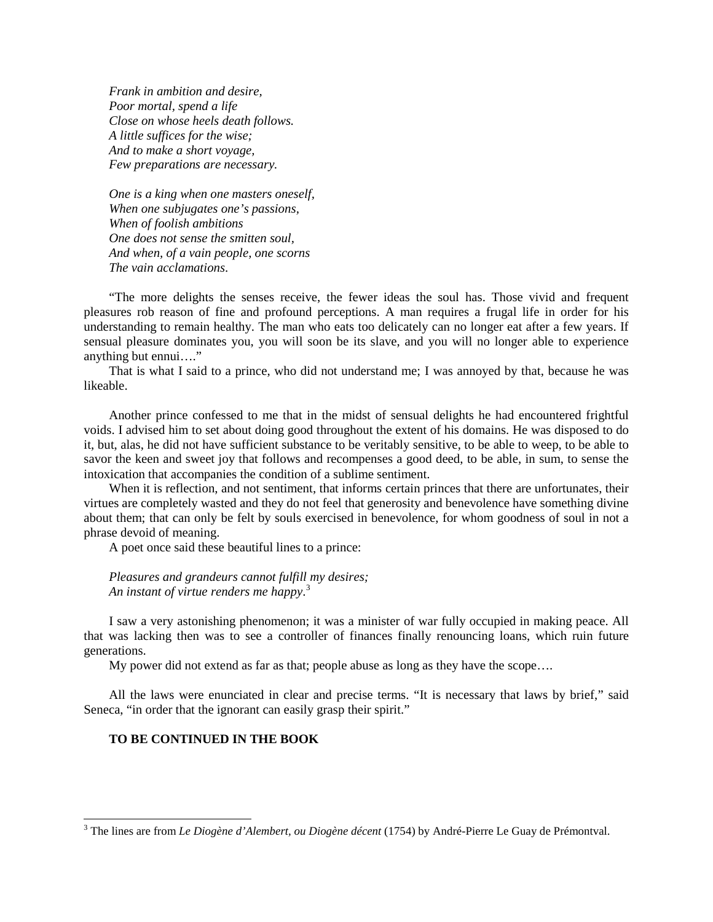*Frank in ambition and desire,*
*Poor mortal, spend a life*
*Close on whose heels death follows.*
*A little suffices for the wise;*
*And to make a short voyage,*
*Few preparations are necessary.*

*One is a king when one masters oneself,*
*When one subjugates one's passions,*
*When of foolish ambitions*
*One does not sense the smitten soul,*
*And when, of a vain people, one scorns*
*The vain acclamations.*

"The more delights the senses receive, the fewer ideas the soul has. Those vivid and frequent pleasures rob reason of fine and profound perceptions. A man requires a frugal life in order for his understanding to remain healthy. The man who eats too delicately can no longer eat after a few years. If sensual pleasure dominates you, you will soon be its slave, and you will no longer able to experience anything but ennui…."

That is what I said to a prince, who did not understand me; I was annoyed by that, because he was likeable.

Another prince confessed to me that in the midst of sensual delights he had encountered frightful voids. I advised him to set about doing good throughout the extent of his domains. He was disposed to do it, but, alas, he did not have sufficient substance to be veritably sensitive, to be able to weep, to be able to savor the keen and sweet joy that follows and recompenses a good deed, to be able, in sum, to sense the intoxication that accompanies the condition of a sublime sentiment.

When it is reflection, and not sentiment, that informs certain princes that there are unfortunates, their virtues are completely wasted and they do not feel that generosity and benevolence have something divine about them; that can only be felt by souls exercised in benevolence, for whom goodness of soul in not a phrase devoid of meaning.

A poet once said these beautiful lines to a prince:

*Pleasures and grandeurs cannot fulfill my desires;*
*An instant of virtue renders me happy*.[3]

I saw a very astonishing phenomenon; it was a minister of war fully occupied in making peace. All that was lacking then was to see a controller of finances finally renouncing loans, which ruin future generations.

My power did not extend as far as that; people abuse as long as they have the scope….

All the laws were enunciated in clear and precise terms. "It is necessary that laws by brief," said Seneca, "in order that the ignorant can easily grasp their spirit."

**TO BE CONTINUED IN THE BOOK**

[3] The lines are from *Le Diogène d'Alembert, ou Diogène décent* (1754) by André-Pierre Le Guay de Prémontval.